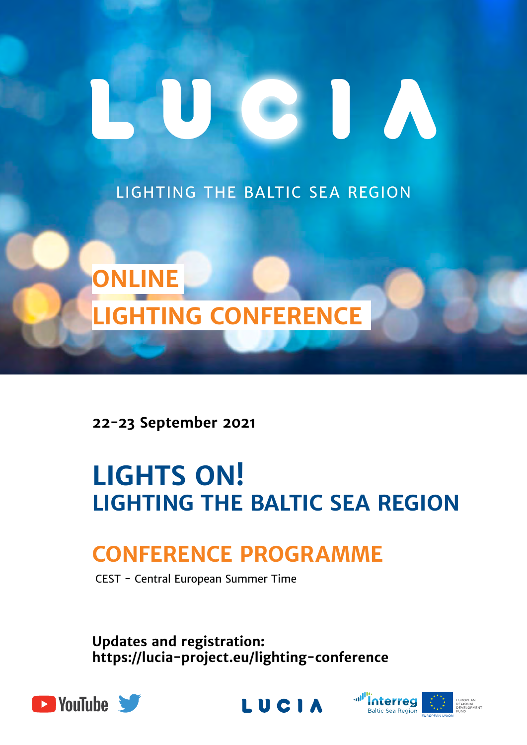# LUCIA

LIGHTING THE BALTIC SEA REGION

## ONLINE LIGHTING CONFERENCE

**22-23 September 2021**

# LIGHTS ON!
## LIGHTING THE BALTIC SEA REGION

## CONFERENCE PROGRAMME

CEST - Central European Summer Time

**Updates and registration:**
**https://lucia-project.eu/lighting-conference**

YouTube

LUCIA

Interreg Baltic Sea Region

EUROPEAN UNION EUROPEAN REGIONAL DEVELOPMENT FUND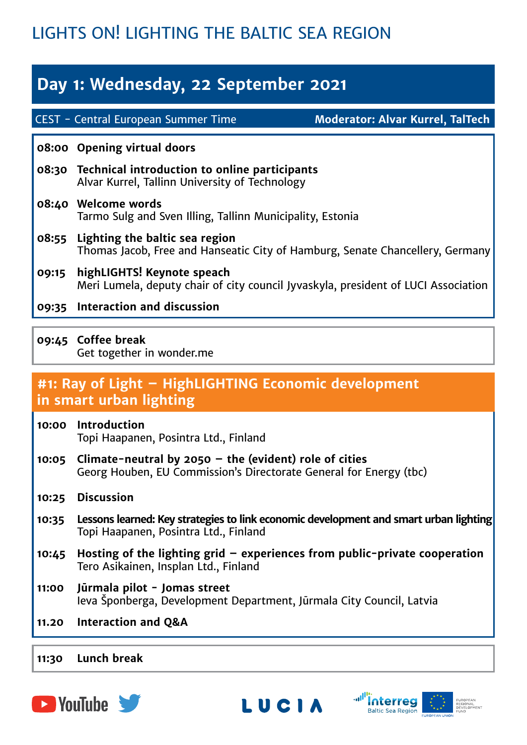# LIGHTS ON! LIGHTING THE BALTIC SEA REGION

## Day 1: Wednesday, 22 September 2021

CEST - Central European Summer Time | **Moderator: Alvar Kurrel, TalTech**

**08:00 Opening virtual doors**

**08:30 Technical introduction to online participants**
Alvar Kurrel, Tallinn University of Technology

**08:40 Welcome words**
Tarmo Sulg and Sven Illing, Tallinn Municipality, Estonia

**08:55 Lighting the baltic sea region**
Thomas Jacob, Free and Hanseatic City of Hamburg, Senate Chancellery, Germany

**09:15 highLIGHTS! Keynote speach**
Meri Lumela, deputy chair of city council Jyvaskyla, president of LUCI Association

**09:35 Interaction and discussion**

**09:45 Coffee break**
Get together in wonder.me

## #1: Ray of Light – HighLIGHTING Economic development in smart urban lighting

**10:00 Introduction**
Topi Haapanen, Posintra Ltd., Finland

**10:05 Climate-neutral by 2050 – the (evident) role of cities**
Georg Houben, EU Commission's Directorate General for Energy (tbc)

**10:25 Discussion**

**10:35 Lessons learned: Key strategies to link economic development and smart urban lighting**
Topi Haapanen, Posintra Ltd., Finland

**10:45 Hosting of the lighting grid – experiences from public-private cooperation**
Tero Asikainen, Insplan Ltd., Finland

**11:00 Jūrmala pilot - Jomas street**
Ieva Šponberga, Development Department, Jūrmala City Council, Latvia

**11.20 Interaction and Q&A**

**11:30 Lunch break**

YouTube LUCIA Interreg Baltic Sea Region EUROPEAN UNION EUROPEAN REGIONAL DEVELOPMENT FUND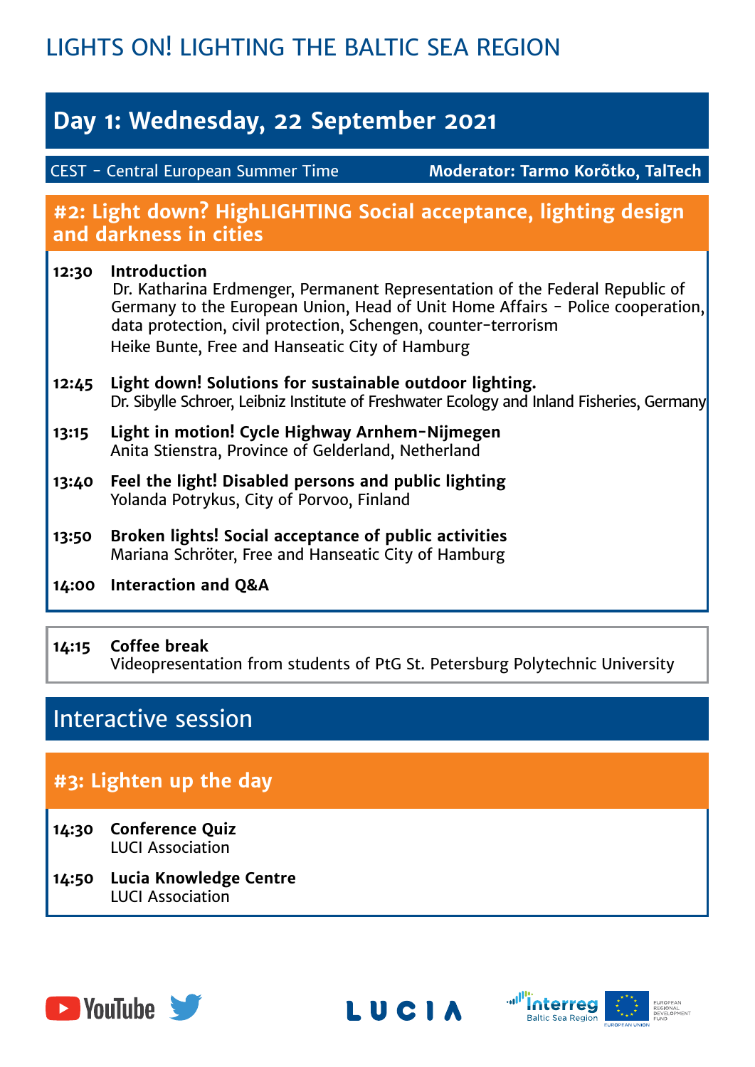# LIGHTS ON! LIGHTING THE BALTIC SEA REGION

## Day 1: Wednesday, 22 September 2021

CEST - Central European Summer Time **Moderator: Tarmo Korõtko, TalTech**

### #2: Light down? HighLIGHTING Social acceptance, lighting design and darkness in cities

**12:30 Introduction**
Dr. Katharina Erdmenger, Permanent Representation of the Federal Republic of Germany to the European Union, Head of Unit Home Affairs - Police cooperation, data protection, civil protection, Schengen, counter-terrorism
Heike Bunte, Free and Hanseatic City of Hamburg

**12:45 Light down! Solutions for sustainable outdoor lighting.**
Dr. Sibylle Schroer, Leibniz Institute of Freshwater Ecology and Inland Fisheries, Germany

**13:15 Light in motion! Cycle Highway Arnhem-Nijmegen**
Anita Stienstra, Province of Gelderland, Netherland

**13:40 Feel the light! Disabled persons and public lighting**
Yolanda Potrykus, City of Porvoo, Finland

**13:50 Broken lights! Social acceptance of public activities**
Mariana Schröter, Free and Hanseatic City of Hamburg

**14:00 Interaction and Q&A**

**14:15 Coffee break**
Videopresentation from students of PtG St. Petersburg Polytechnic University

## Interactive session

### #3: Lighten up the day

**14:30 Conference Quiz**
LUCI Association

**14:50 Lucia Knowledge Centre**
LUCI Association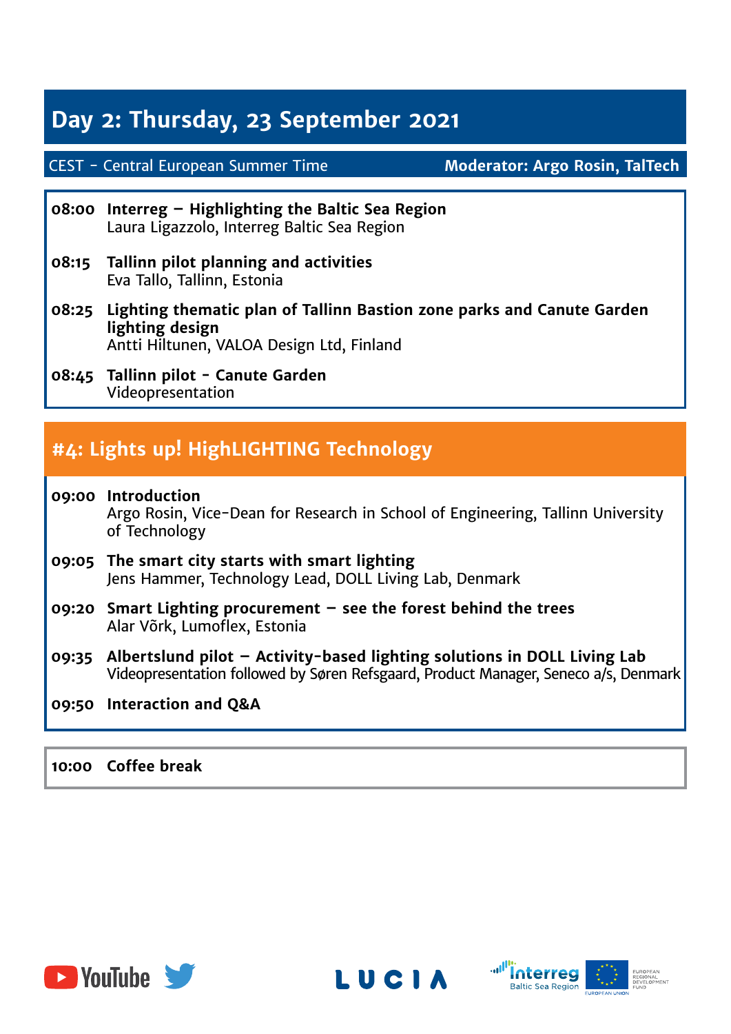# Day 2: Thursday, 23 September 2021

CEST - Central European Summer Time **Moderator: Argo Rosin, TalTech**

**08:00 Interreg – Highlighting the Baltic Sea Region**
Laura Ligazzolo, Interreg Baltic Sea Region

**08:15 Tallinn pilot planning and activities**
Eva Tallo, Tallinn, Estonia

**08:25 Lighting thematic plan of Tallinn Bastion zone parks and Canute Garden lighting design**
Antti Hiltunen, VALOA Design Ltd, Finland

**08:45 Tallinn pilot - Canute Garden**
Videopresentation

## #4: Lights up! HighLIGHTING Technology

**09:00 Introduction**
Argo Rosin, Vice-Dean for Research in School of Engineering, Tallinn University of Technology

**09:05 The smart city starts with smart lighting**
Jens Hammer, Technology Lead, DOLL Living Lab, Denmark

**09:20 Smart Lighting procurement – see the forest behind the trees**
Alar Võrk, Lumoflex, Estonia

**09:35 Albertslund pilot – Activity-based lighting solutions in DOLL Living Lab**
Videopresentation followed by Søren Refsgaard, Product Manager, Seneco a/s, Denmark

**09:50 Interaction and Q&A**

**10:00 Coffee break**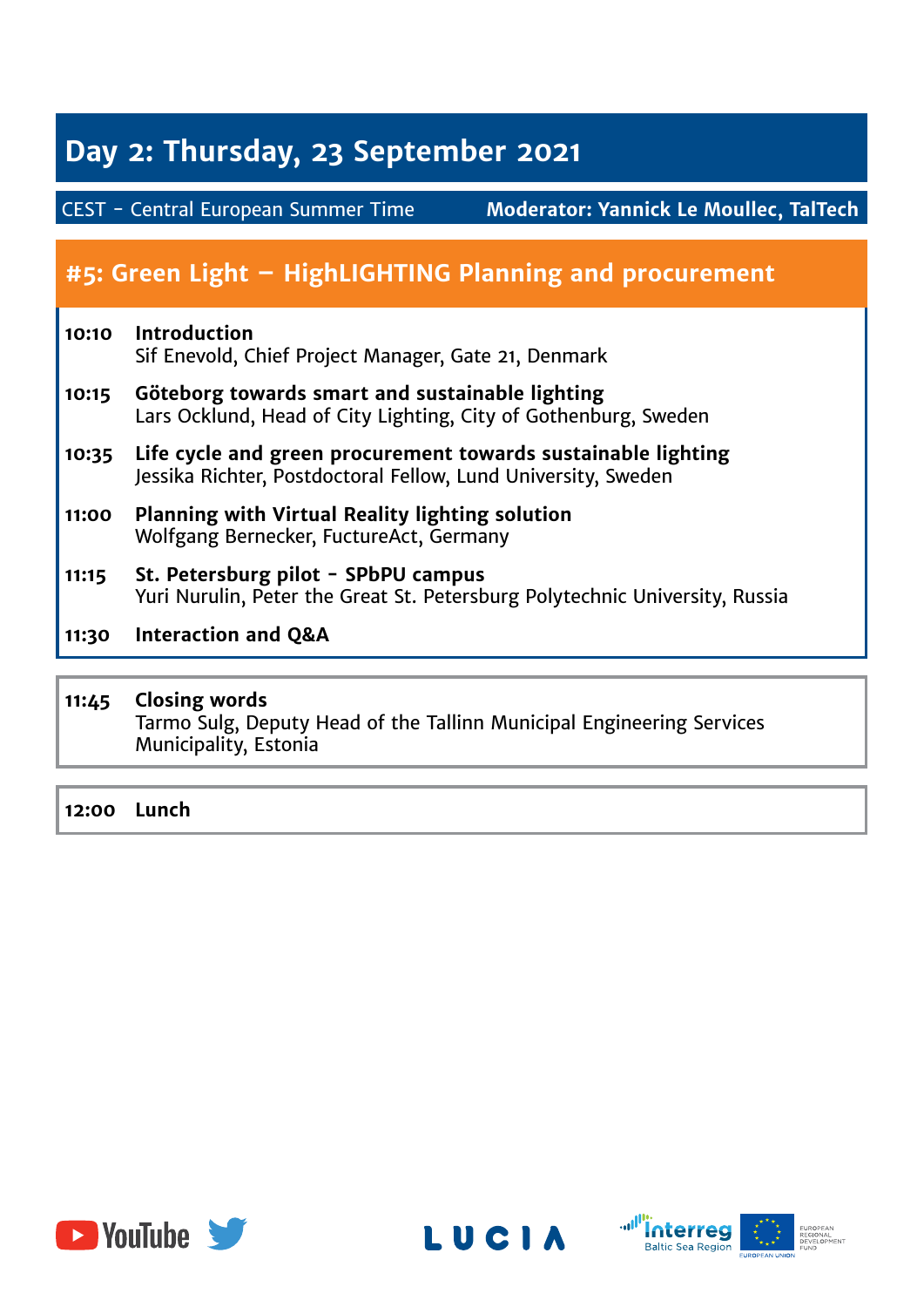# Day 2: Thursday, 23 September 2021

CEST - Central European Summer Time **Moderator: Yannick Le Moullec, TalTech**

## #5: Green Light – HighLIGHTING Planning and procurement

**10:10** **Introduction**
Sif Enevold, Chief Project Manager, Gate 21, Denmark

**10:15** **Göteborg towards smart and sustainable lighting**
Lars Ocklund, Head of City Lighting, City of Gothenburg, Sweden

**10:35** **Life cycle and green procurement towards sustainable lighting**
Jessika Richter, Postdoctoral Fellow, Lund University, Sweden

**11:00** **Planning with Virtual Reality lighting solution**
Wolfgang Bernecker, FuctureAct, Germany

**11:15** **St. Petersburg pilot - SPbPU campus**
Yuri Nurulin, Peter the Great St. Petersburg Polytechnic University, Russia

**11:30** **Interaction and Q&A**

**11:45** **Closing words**
Tarmo Sulg, Deputy Head of the Tallinn Municipal Engineering Services Municipality, Estonia

**12:00** **Lunch**